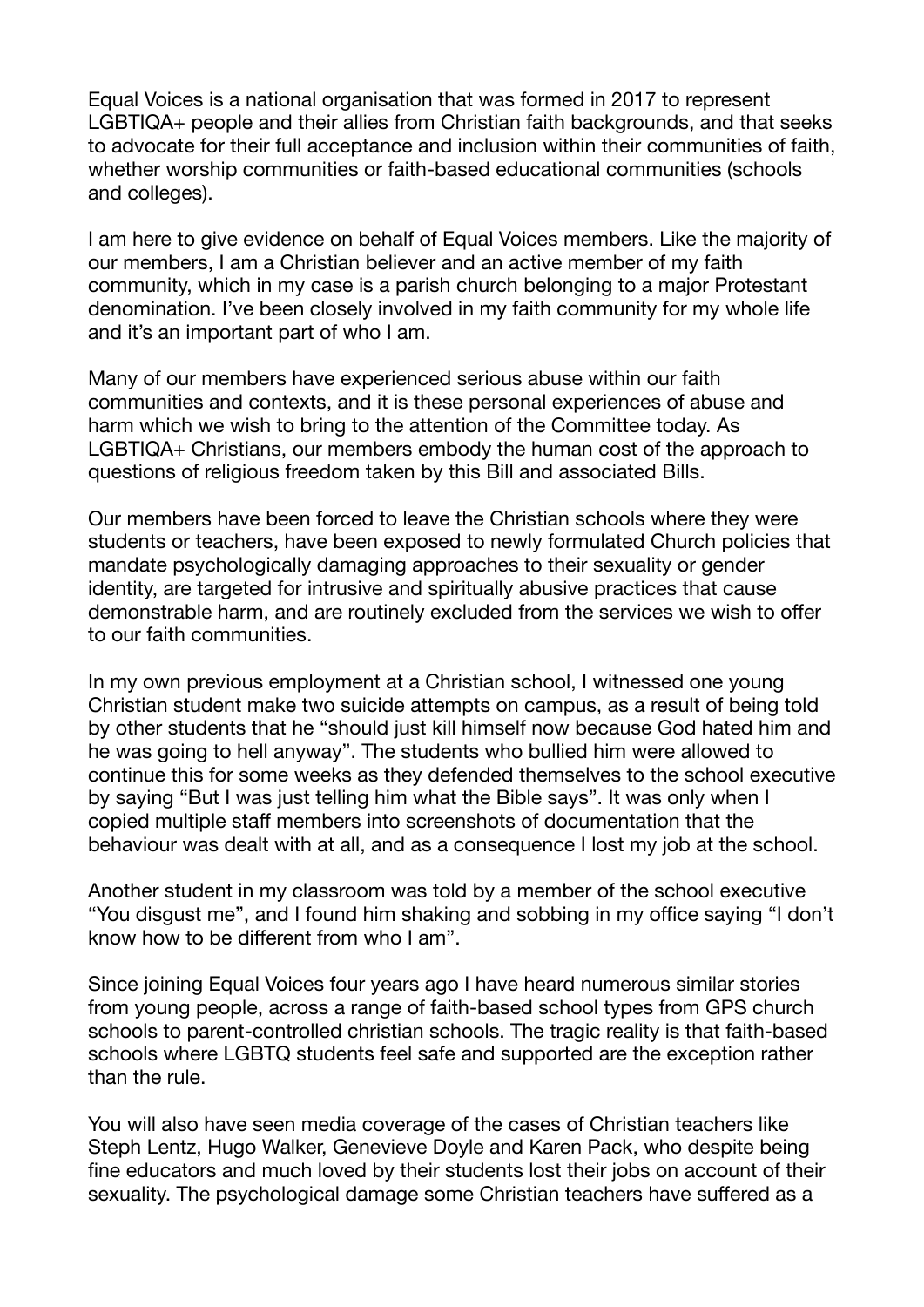Equal Voices is a national organisation that was formed in 2017 to represent LGBTIQA+ people and their allies from Christian faith backgrounds, and that seeks to advocate for their full acceptance and inclusion within their communities of faith, whether worship communities or faith-based educational communities (schools and colleges).

I am here to give evidence on behalf of Equal Voices members. Like the majority of our members, I am a Christian believer and an active member of my faith community, which in my case is a parish church belonging to a major Protestant denomination. I've been closely involved in my faith community for my whole life and it's an important part of who I am.

Many of our members have experienced serious abuse within our faith communities and contexts, and it is these personal experiences of abuse and harm which we wish to bring to the attention of the Committee today. As LGBTIQA+ Christians, our members embody the human cost of the approach to questions of religious freedom taken by this Bill and associated Bills.

Our members have been forced to leave the Christian schools where they were students or teachers, have been exposed to newly formulated Church policies that mandate psychologically damaging approaches to their sexuality or gender identity, are targeted for intrusive and spiritually abusive practices that cause demonstrable harm, and are routinely excluded from the services we wish to offer to our faith communities.

In my own previous employment at a Christian school, I witnessed one young Christian student make two suicide attempts on campus, as a result of being told by other students that he "should just kill himself now because God hated him and he was going to hell anyway". The students who bullied him were allowed to continue this for some weeks as they defended themselves to the school executive by saying "But I was just telling him what the Bible says". It was only when I copied multiple staff members into screenshots of documentation that the behaviour was dealt with at all, and as a consequence I lost my job at the school.

Another student in my classroom was told by a member of the school executive "You disgust me", and I found him shaking and sobbing in my office saying "I don't know how to be different from who I am".

Since joining Equal Voices four years ago I have heard numerous similar stories from young people, across a range of faith-based school types from GPS church schools to parent-controlled christian schools. The tragic reality is that faith-based schools where LGBTQ students feel safe and supported are the exception rather than the rule.

You will also have seen media coverage of the cases of Christian teachers like Steph Lentz, Hugo Walker, Genevieve Doyle and Karen Pack, who despite being fine educators and much loved by their students lost their jobs on account of their sexuality. The psychological damage some Christian teachers have suffered as a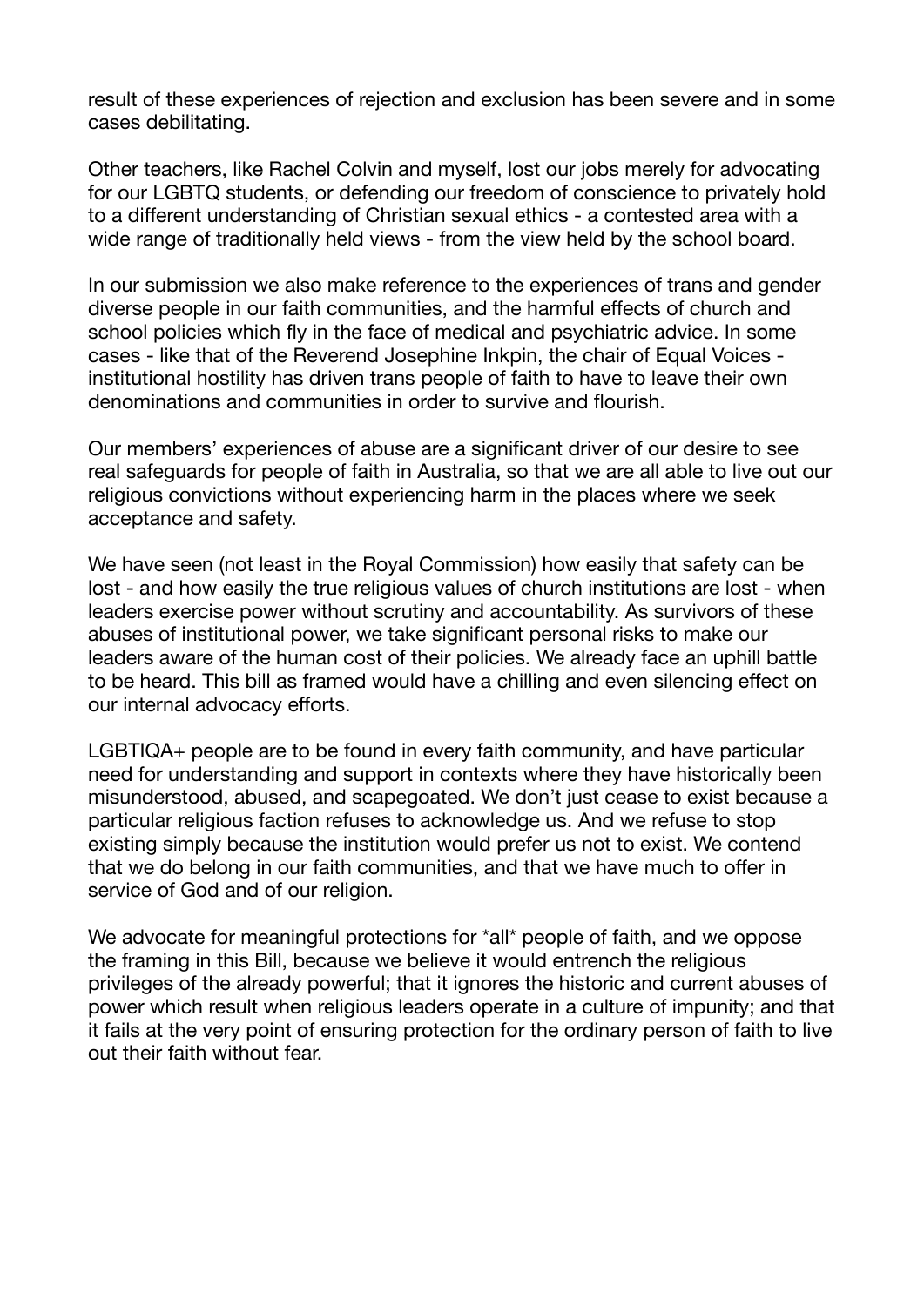result of these experiences of rejection and exclusion has been severe and in some cases debilitating.

Other teachers, like Rachel Colvin and myself, lost our jobs merely for advocating for our LGBTQ students, or defending our freedom of conscience to privately hold to a different understanding of Christian sexual ethics - a contested area with a wide range of traditionally held views - from the view held by the school board.

In our submission we also make reference to the experiences of trans and gender diverse people in our faith communities, and the harmful effects of church and school policies which fly in the face of medical and psychiatric advice. In some cases - like that of the Reverend Josephine Inkpin, the chair of Equal Voices - institutional hostility has driven trans people of faith to have to leave their own denominations and communities in order to survive and flourish.

Our members' experiences of abuse are a significant driver of our desire to see real safeguards for people of faith in Australia, so that we are all able to live out our religious convictions without experiencing harm in the places where we seek acceptance and safety.

We have seen (not least in the Royal Commission) how easily that safety can be lost - and how easily the true religious values of church institutions are lost - when leaders exercise power without scrutiny and accountability. As survivors of these abuses of institutional power, we take significant personal risks to make our leaders aware of the human cost of their policies. We already face an uphill battle to be heard. This bill as framed would have a chilling and even silencing effect on our internal advocacy efforts.

LGBTIQA+ people are to be found in every faith community, and have particular need for understanding and support in contexts where they have historically been misunderstood, abused, and scapegoated. We don't just cease to exist because a particular religious faction refuses to acknowledge us. And we refuse to stop existing simply because the institution would prefer us not to exist. We contend that we do belong in our faith communities, and that we have much to offer in service of God and of our religion.

We advocate for meaningful protections for *all* people of faith, and we oppose the framing in this Bill, because we believe it would entrench the religious privileges of the already powerful; that it ignores the historic and current abuses of power which result when religious leaders operate in a culture of impunity; and that it fails at the very point of ensuring protection for the ordinary person of faith to live out their faith without fear.